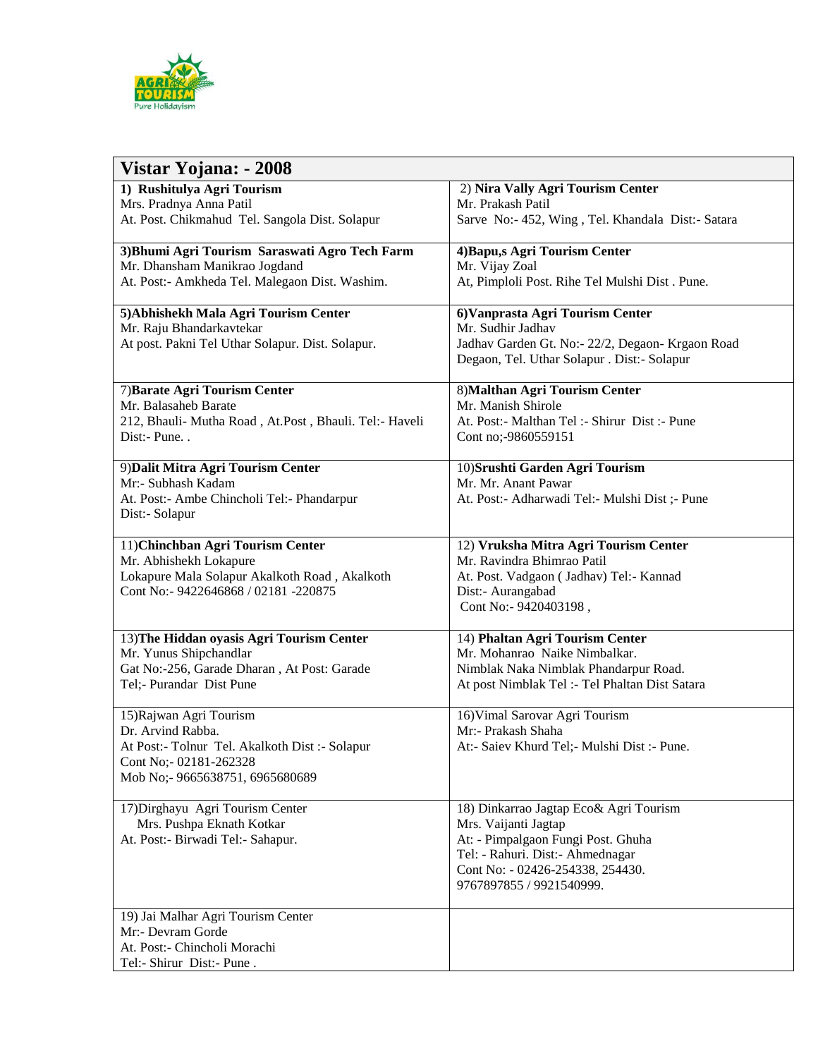AGRI TOURISM
Pure Holidayism

| Vistar Yojana: - 2008 | |
|---|---|
| **1) Rushitulya Agri Tourism**<br>Mrs. Pradnya Anna Patil<br>At. Post. Chikmahud Tel. Sangola Dist. Solapur | 2) **Nira Vally Agri Tourism Center**<br>Mr. Prakash Patil<br>Sarve No:- 452, Wing , Tel. Khandala Dist:- Satara |
| **3)Bhumi Agri Tourism Saraswati Agro Tech Farm**<br>Mr. Dhansham Manikrao Jogdand<br>At. Post:- Amkheda Tel. Malegaon Dist. Washim. | **4)Bapu,s Agri Tourism Center**<br>Mr. Vijay Zoal<br>At, Pimploli Post. Rihe Tel Mulshi Dist . Pune. |
| **5)Abhishekh Mala Agri Tourism Center**<br>Mr. Raju Bhandarkavtekar<br>At post. Pakni Tel Uthar Solapur. Dist. Solapur. | **6)Vanprasta Agri Tourism Center**<br>Mr. Sudhir Jadhav<br>Jadhav Garden Gt. No:- 22/2, Degaon- Krgaon Road<br>Degaon, Tel. Uthar Solapur . Dist:- Solapur |
| 7)**Barate Agri Tourism Center**<br>Mr. Balasaheb Barate<br>212, Bhauli- Mutha Road , At.Post , Bhauli. Tel:- Haveli<br>Dist:- Pune. . | 8)**Malthan Agri Tourism Center**<br>Mr. Manish Shirole<br>At. Post:- Malthan Tel :- Shirur Dist :- Pune<br>Cont no;-9860559151 |
| 9)**Dalit Mitra Agri Tourism Center**<br>Mr:- Subhash Kadam<br>At. Post:- Ambe Chincholi Tel:- Phandarpur<br>Dist:- Solapur | 10)**Srushti Garden Agri Tourism**<br>Mr. Mr. Anant Pawar<br>At. Post:- Adharwadi Tel:- Mulshi Dist ;- Pune |
| 11)**Chinchban Agri Tourism Center**<br>Mr. Abhishekh Lokapure<br>Lokapure Mala Solapur Akalkoth Road , Akalkoth<br>Cont No:- 9422646868 / 02181 -220875 | 12) **Vruksha Mitra Agri Tourism Center**<br>Mr. Ravindra Bhimrao Patil<br>At. Post. Vadgaon ( Jadhav) Tel:- Kannad<br>Dist:- Aurangabad<br>Cont No:- 9420403198 , |
| 13)**The Hiddan oyasis Agri Tourism Center**<br>Mr. Yunus Shipchandlar<br>Gat No:-256, Garade Dharan , At Post: Garade<br>Tel;- Purandar Dist Pune | 14) **Phaltan Agri Tourism Center**<br>Mr. Mohanrao Naike Nimbalkar.<br>Nimblak Naka Nimblak Phandarpur Road.<br>At post Nimblak Tel :- Tel Phaltan Dist Satara |
| 15)Rajwan Agri Tourism<br>Dr. Arvind Rabba.<br>At Post:- Tolnur Tel. Akalkoth Dist :- Solapur<br>Cont No;- 02181-262328<br>Mob No;- 9665638751, 6965680689 | 16)Vimal Sarovar Agri Tourism<br>Mr:- Prakash Shaha<br>At:- Saiev Khurd Tel;- Mulshi Dist :- Pune. |
| 17)Dirghayu Agri Tourism Center<br>Mrs. Pushpa Eknath Kotkar<br>At. Post:- Birwadi Tel:- Sahapur. | 18) Dinkarrao Jagtap Eco& Agri Tourism<br>Mrs. Vaijanti Jagtap<br>At: - Pimpalgaon Fungi Post. Ghuha<br>Tel: - Rahuri. Dist:- Ahmednagar<br>Cont No: - 02426-254338, 254430.<br>9767897855 / 9921540999. |
| 19) Jai Malhar Agri Tourism Center<br>Mr:- Devram Gorde<br>At. Post:- Chincholi Morachi<br>Tel:- Shirur Dist:- Pune . | |